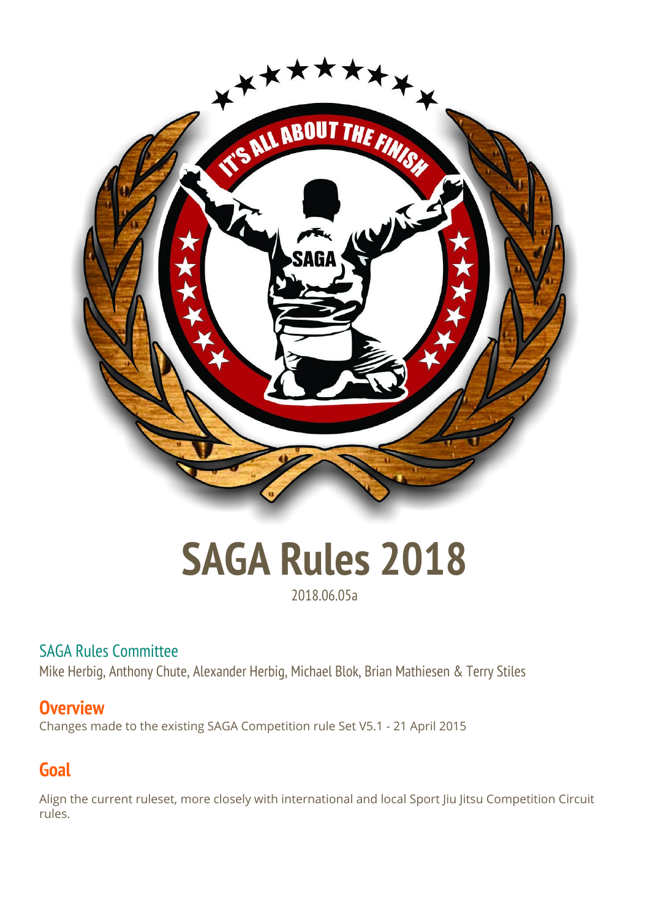# SAGA Rules 2018

2018.06.05a

## SAGA Rules Committee

Mike Herbig, Anthony Chute, Alexander Herbig, Michael Blok, Brian Mathiesen & Terry Stiles

## Overview

Changes made to the existing SAGA Competition rule Set V5.1 - 21 April 2015

## Goal

Align the current ruleset, more closely with international and local Sport Jiu Jitsu Competition Circuit rules.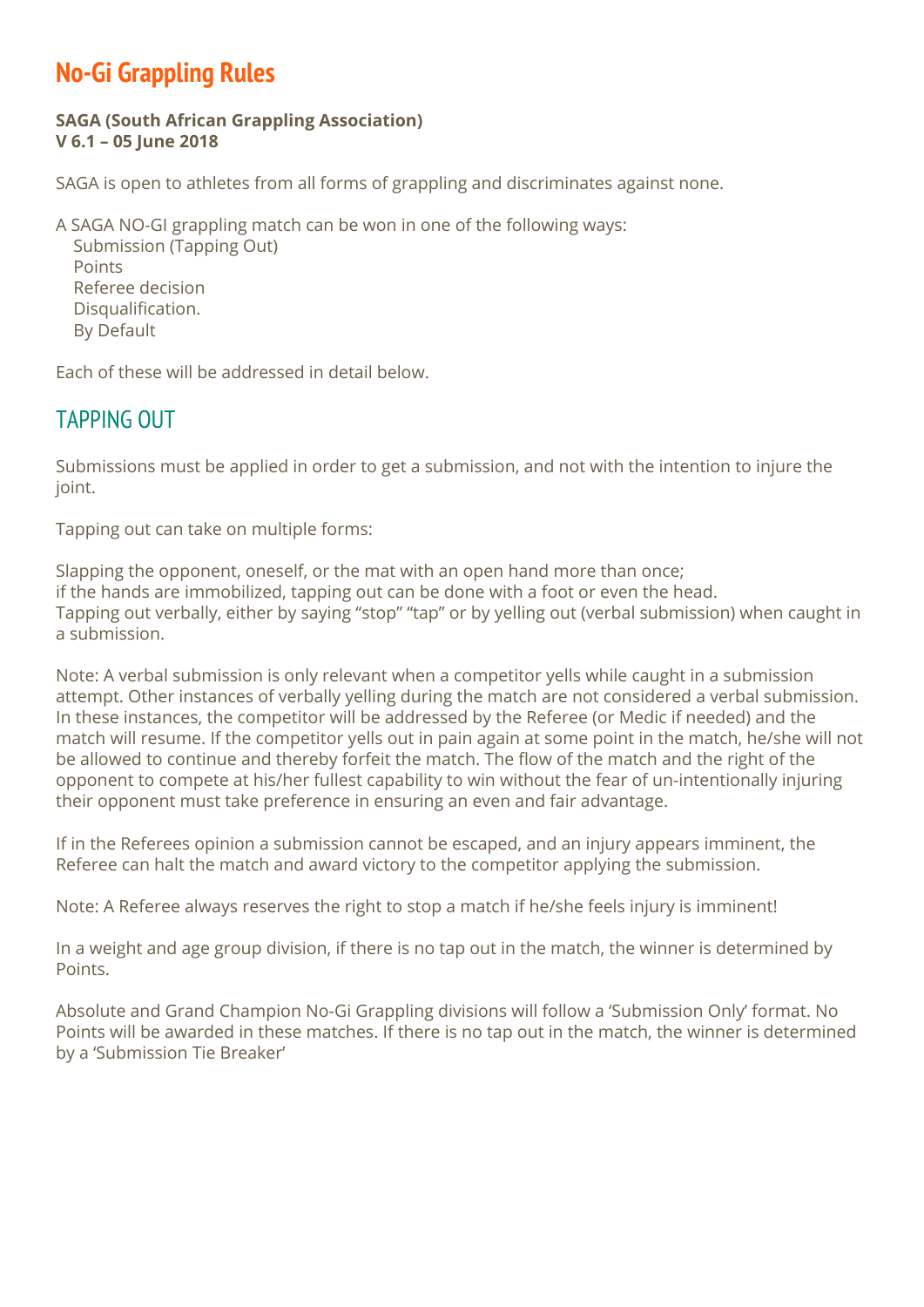# No-Gi Grappling Rules

**SAGA (South African Grappling Association)**
**V 6.1 – 05 June 2018**

SAGA is open to athletes from all forms of grappling and discriminates against none.

A SAGA NO-GI grappling match can be won in one of the following ways:

- Submission (Tapping Out)
- Points
- Referee decision
- Disqualification.
- By Default

Each of these will be addressed in detail below.

## TAPPING OUT

Submissions must be applied in order to get a submission, and not with the intention to injure the joint.

Tapping out can take on multiple forms:

Slapping the opponent, oneself, or the mat with an open hand more than once;
if the hands are immobilized, tapping out can be done with a foot or even the head.
Tapping out verbally, either by saying "stop" "tap" or by yelling out (verbal submission) when caught in a submission.

Note: A verbal submission is only relevant when a competitor yells while caught in a submission attempt. Other instances of verbally yelling during the match are not considered a verbal submission. In these instances, the competitor will be addressed by the Referee (or Medic if needed) and the match will resume. If the competitor yells out in pain again at some point in the match, he/she will not be allowed to continue and thereby forfeit the match. The flow of the match and the right of the opponent to compete at his/her fullest capability to win without the fear of un-intentionally injuring their opponent must take preference in ensuring an even and fair advantage.

If in the Referees opinion a submission cannot be escaped, and an injury appears imminent, the Referee can halt the match and award victory to the competitor applying the submission.

Note: A Referee always reserves the right to stop a match if he/she feels injury is imminent!

In a weight and age group division, if there is no tap out in the match, the winner is determined by Points.

Absolute and Grand Champion No-Gi Grappling divisions will follow a 'Submission Only' format. No Points will be awarded in these matches. If there is no tap out in the match, the winner is determined by a 'Submission Tie Breaker'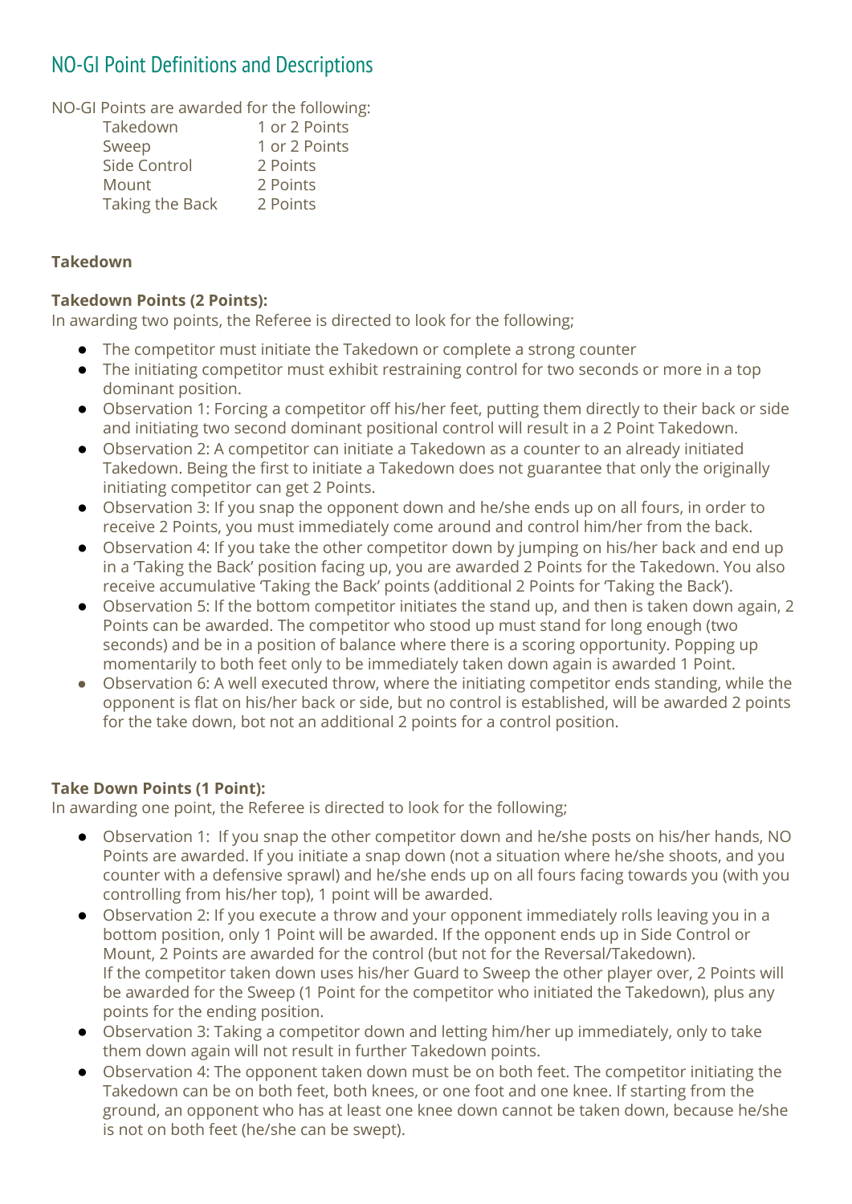## NO-GI Point Definitions and Descriptions

NO-GI Points are awarded for the following:

| | |
|---|---|
| Takedown | 1 or 2 Points |
| Sweep | 1 or 2 Points |
| Side Control | 2 Points |
| Mount | 2 Points |
| Taking the Back | 2 Points |

**Takedown**

**Takedown Points (2 Points):**
In awarding two points, the Referee is directed to look for the following;

- The competitor must initiate the Takedown or complete a strong counter
- The initiating competitor must exhibit restraining control for two seconds or more in a top dominant position.
- Observation 1: Forcing a competitor off his/her feet, putting them directly to their back or side and initiating two second dominant positional control will result in a 2 Point Takedown.
- Observation 2: A competitor can initiate a Takedown as a counter to an already initiated Takedown. Being the first to initiate a Takedown does not guarantee that only the originally initiating competitor can get 2 Points.
- Observation 3: If you snap the opponent down and he/she ends up on all fours, in order to receive 2 Points, you must immediately come around and control him/her from the back.
- Observation 4: If you take the other competitor down by jumping on his/her back and end up in a 'Taking the Back' position facing up, you are awarded 2 Points for the Takedown. You also receive accumulative 'Taking the Back' points (additional 2 Points for 'Taking the Back').
- Observation 5: If the bottom competitor initiates the stand up, and then is taken down again, 2 Points can be awarded. The competitor who stood up must stand for long enough (two seconds) and be in a position of balance where there is a scoring opportunity. Popping up momentarily to both feet only to be immediately taken down again is awarded 1 Point.
- Observation 6: A well executed throw, where the initiating competitor ends standing, while the opponent is flat on his/her back or side, but no control is established, will be awarded 2 points for the take down, bot not an additional 2 points for a control position.

**Take Down Points (1 Point):**
In awarding one point, the Referee is directed to look for the following;

- Observation 1: If you snap the other competitor down and he/she posts on his/her hands, NO Points are awarded. If you initiate a snap down (not a situation where he/she shoots, and you counter with a defensive sprawl) and he/she ends up on all fours facing towards you (with you controlling from his/her top), 1 point will be awarded.
- Observation 2: If you execute a throw and your opponent immediately rolls leaving you in a bottom position, only 1 Point will be awarded. If the opponent ends up in Side Control or Mount, 2 Points are awarded for the control (but not for the Reversal/Takedown). If the competitor taken down uses his/her Guard to Sweep the other player over, 2 Points will be awarded for the Sweep (1 Point for the competitor who initiated the Takedown), plus any points for the ending position.
- Observation 3: Taking a competitor down and letting him/her up immediately, only to take them down again will not result in further Takedown points.
- Observation 4: The opponent taken down must be on both feet. The competitor initiating the Takedown can be on both feet, both knees, or one foot and one knee. If starting from the ground, an opponent who has at least one knee down cannot be taken down, because he/she is not on both feet (he/she can be swept).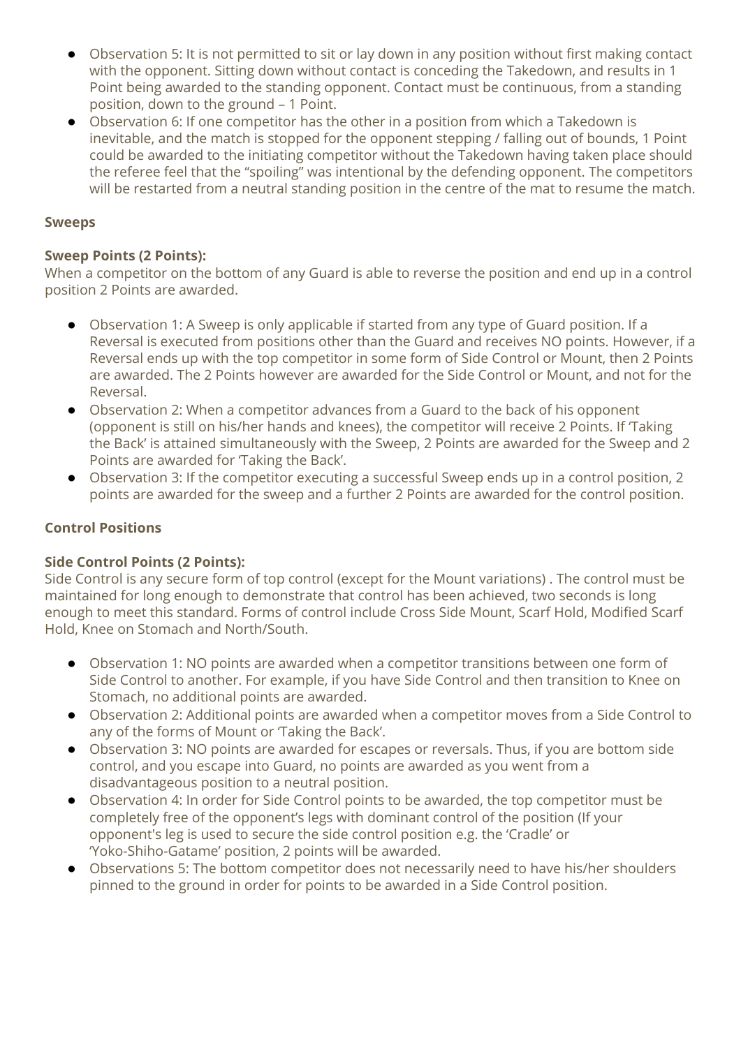- Observation 5: It is not permitted to sit or lay down in any position without first making contact with the opponent. Sitting down without contact is conceding the Takedown, and results in 1 Point being awarded to the standing opponent. Contact must be continuous, from a standing position, down to the ground – 1 Point.
- Observation 6: If one competitor has the other in a position from which a Takedown is inevitable, and the match is stopped for the opponent stepping / falling out of bounds, 1 Point could be awarded to the initiating competitor without the Takedown having taken place should the referee feel that the "spoiling" was intentional by the defending opponent. The competitors will be restarted from a neutral standing position in the centre of the mat to resume the match.

**Sweeps**

**Sweep Points (2 Points):**
When a competitor on the bottom of any Guard is able to reverse the position and end up in a control position 2 Points are awarded.

- Observation 1: A Sweep is only applicable if started from any type of Guard position. If a Reversal is executed from positions other than the Guard and receives NO points. However, if a Reversal ends up with the top competitor in some form of Side Control or Mount, then 2 Points are awarded. The 2 Points however are awarded for the Side Control or Mount, and not for the Reversal.
- Observation 2: When a competitor advances from a Guard to the back of his opponent (opponent is still on his/her hands and knees), the competitor will receive 2 Points. If 'Taking the Back' is attained simultaneously with the Sweep, 2 Points are awarded for the Sweep and 2 Points are awarded for 'Taking the Back'.
- Observation 3: If the competitor executing a successful Sweep ends up in a control position, 2 points are awarded for the sweep and a further 2 Points are awarded for the control position.

**Control Positions**

**Side Control Points (2 Points):**
Side Control is any secure form of top control (except for the Mount variations) . The control must be maintained for long enough to demonstrate that control has been achieved, two seconds is long enough to meet this standard. Forms of control include Cross Side Mount, Scarf Hold, Modified Scarf Hold, Knee on Stomach and North/South.

- Observation 1: NO points are awarded when a competitor transitions between one form of Side Control to another. For example, if you have Side Control and then transition to Knee on Stomach, no additional points are awarded.
- Observation 2: Additional points are awarded when a competitor moves from a Side Control to any of the forms of Mount or 'Taking the Back'.
- Observation 3: NO points are awarded for escapes or reversals. Thus, if you are bottom side control, and you escape into Guard, no points are awarded as you went from a disadvantageous position to a neutral position.
- Observation 4: In order for Side Control points to be awarded, the top competitor must be completely free of the opponent's legs with dominant control of the position (If your opponent's leg is used to secure the side control position e.g. the 'Cradle' or 'Yoko-Shiho-Gatame' position, 2 points will be awarded.
- Observations 5: The bottom competitor does not necessarily need to have his/her shoulders pinned to the ground in order for points to be awarded in a Side Control position.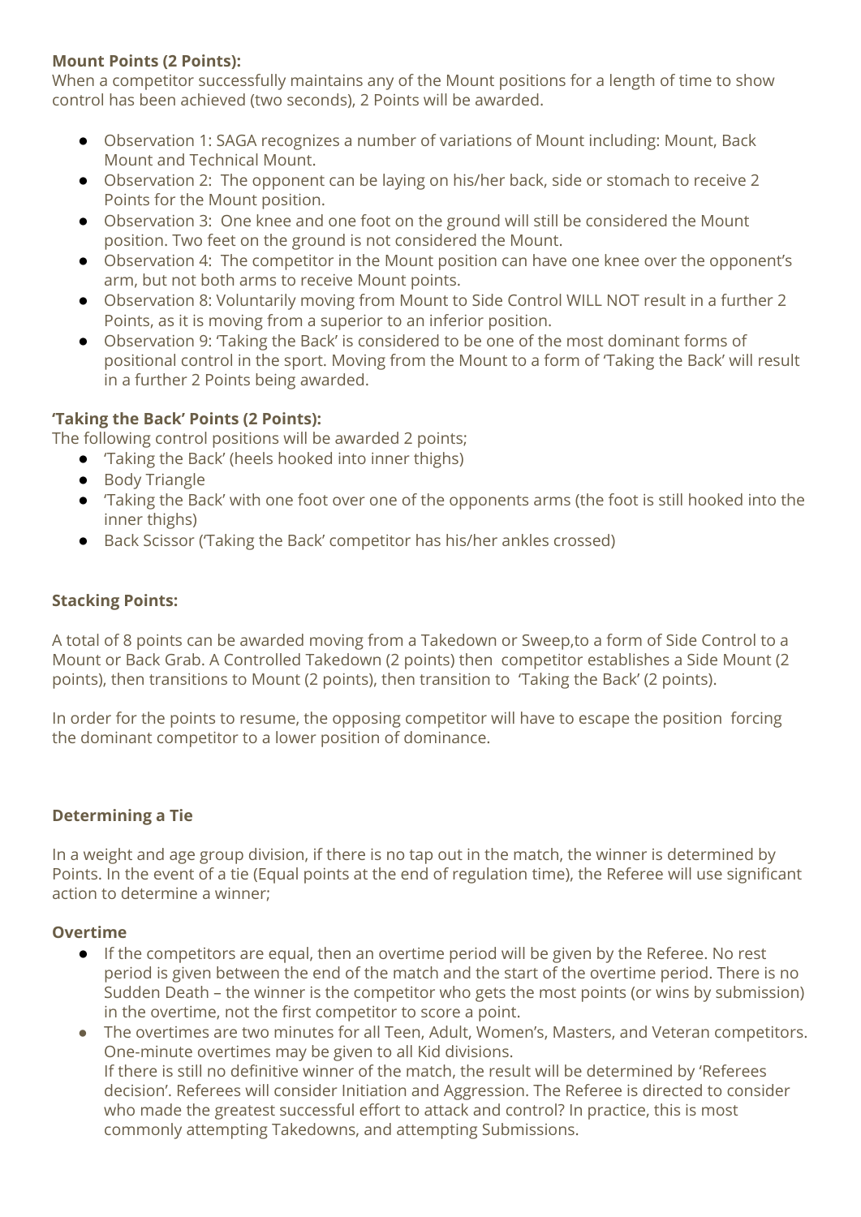**Mount Points (2 Points):**
When a competitor successfully maintains any of the Mount positions for a length of time to show control has been achieved (two seconds), 2 Points will be awarded.

- Observation 1: SAGA recognizes a number of variations of Mount including: Mount, Back Mount and Technical Mount.
- Observation 2: The opponent can be laying on his/her back, side or stomach to receive 2 Points for the Mount position.
- Observation 3: One knee and one foot on the ground will still be considered the Mount position. Two feet on the ground is not considered the Mount.
- Observation 4: The competitor in the Mount position can have one knee over the opponent's arm, but not both arms to receive Mount points.
- Observation 8: Voluntarily moving from Mount to Side Control WILL NOT result in a further 2 Points, as it is moving from a superior to an inferior position.
- Observation 9: 'Taking the Back' is considered to be one of the most dominant forms of positional control in the sport. Moving from the Mount to a form of 'Taking the Back' will result in a further 2 Points being awarded.

**'Taking the Back' Points (2 Points):**
The following control positions will be awarded 2 points;

- 'Taking the Back' (heels hooked into inner thighs)
- Body Triangle
- 'Taking the Back' with one foot over one of the opponents arms (the foot is still hooked into the inner thighs)
- Back Scissor ('Taking the Back' competitor has his/her ankles crossed)

**Stacking Points:**

A total of 8 points can be awarded moving from a Takedown or Sweep,to a form of Side Control to a Mount or Back Grab. A Controlled Takedown (2 points) then competitor establishes a Side Mount (2 points), then transitions to Mount (2 points), then transition to 'Taking the Back' (2 points).

In order for the points to resume, the opposing competitor will have to escape the position forcing the dominant competitor to a lower position of dominance.

**Determining a Tie**

In a weight and age group division, if there is no tap out in the match, the winner is determined by Points. In the event of a tie (Equal points at the end of regulation time), the Referee will use significant action to determine a winner;

**Overtime**

- If the competitors are equal, then an overtime period will be given by the Referee. No rest period is given between the end of the match and the start of the overtime period. There is no Sudden Death – the winner is the competitor who gets the most points (or wins by submission) in the overtime, not the first competitor to score a point.
- The overtimes are two minutes for all Teen, Adult, Women's, Masters, and Veteran competitors. One-minute overtimes may be given to all Kid divisions.
  If there is still no definitive winner of the match, the result will be determined by 'Referees decision'. Referees will consider Initiation and Aggression. The Referee is directed to consider who made the greatest successful effort to attack and control? In practice, this is most commonly attempting Takedowns, and attempting Submissions.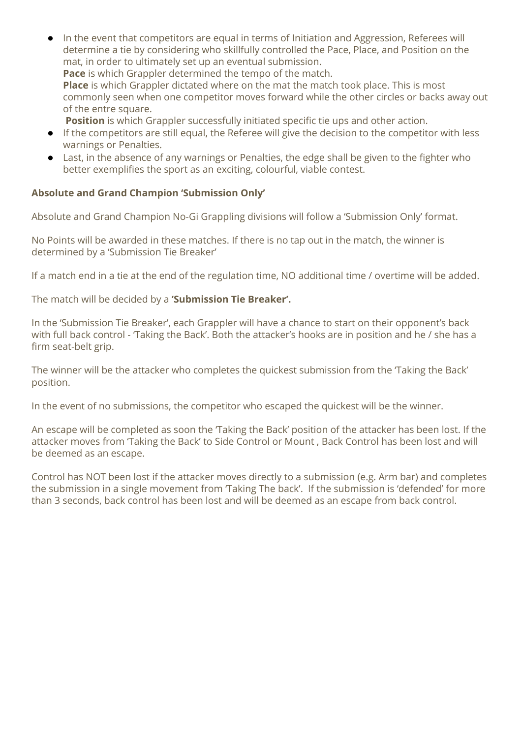- In the event that competitors are equal in terms of Initiation and Aggression, Referees will determine a tie by considering who skillfully controlled the Pace, Place, and Position on the mat, in order to ultimately set up an eventual submission.
  **Pace** is which Grappler determined the tempo of the match.
  **Place** is which Grappler dictated where on the mat the match took place. This is most commonly seen when one competitor moves forward while the other circles or backs away out of the entre square.
  **Position** is which Grappler successfully initiated specific tie ups and other action.
- If the competitors are still equal, the Referee will give the decision to the competitor with less warnings or Penalties.
- Last, in the absence of any warnings or Penalties, the edge shall be given to the fighter who better exemplifies the sport as an exciting, colourful, viable contest.

**Absolute and Grand Champion 'Submission Only'**

Absolute and Grand Champion No-Gi Grappling divisions will follow a 'Submission Only' format.

No Points will be awarded in these matches. If there is no tap out in the match, the winner is determined by a 'Submission Tie Breaker'

If a match end in a tie at the end of the regulation time, NO additional time / overtime will be added.

The match will be decided by a **'Submission Tie Breaker'.**

In the 'Submission Tie Breaker', each Grappler will have a chance to start on their opponent's back with full back control - 'Taking the Back'. Both the attacker's hooks are in position and he / she has a firm seat-belt grip.

The winner will be the attacker who completes the quickest submission from the 'Taking the Back' position.

In the event of no submissions, the competitor who escaped the quickest will be the winner.

An escape will be completed as soon the 'Taking the Back' position of the attacker has been lost. If the attacker moves from 'Taking the Back' to Side Control or Mount , Back Control has been lost and will be deemed as an escape.

Control has NOT been lost if the attacker moves directly to a submission (e.g. Arm bar) and completes the submission in a single movement from 'Taking The back'. If the submission is 'defended' for more than 3 seconds, back control has been lost and will be deemed as an escape from back control.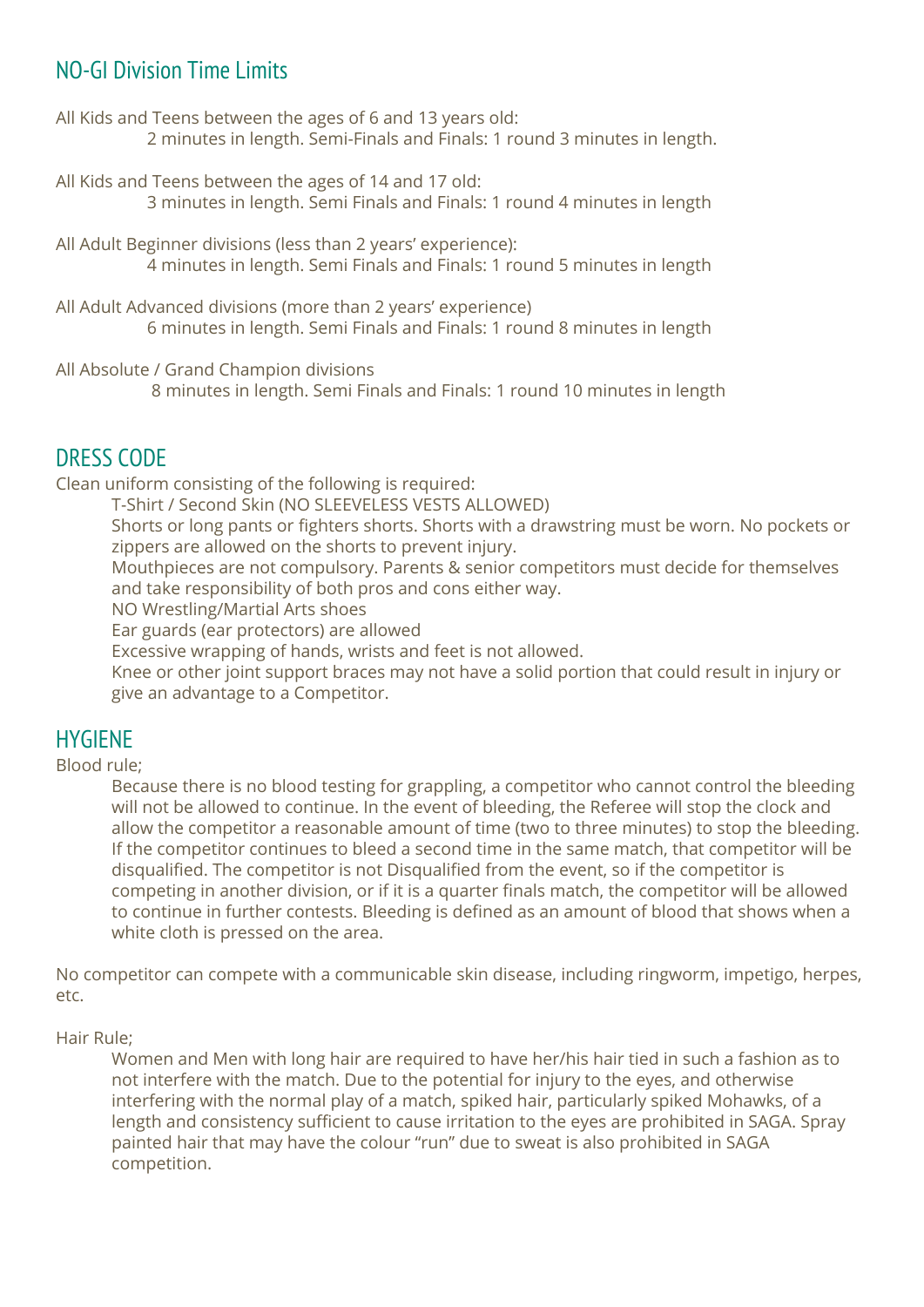## NO-GI Division Time Limits

All Kids and Teens between the ages of 6 and 13 years old:

2 minutes in length. Semi-Finals and Finals: 1 round 3 minutes in length.

All Kids and Teens between the ages of 14 and 17 old:

3 minutes in length. Semi Finals and Finals: 1 round 4 minutes in length

All Adult Beginner divisions (less than 2 years' experience):

4 minutes in length. Semi Finals and Finals: 1 round 5 minutes in length

All Adult Advanced divisions (more than 2 years' experience)

6 minutes in length. Semi Finals and Finals: 1 round 8 minutes in length

All Absolute / Grand Champion divisions

8 minutes in length. Semi Finals and Finals: 1 round 10 minutes in length

## DRESS CODE

Clean uniform consisting of the following is required:

T-Shirt / Second Skin (NO SLEEVELESS VESTS ALLOWED)

Shorts or long pants or fighters shorts. Shorts with a drawstring must be worn. No pockets or zippers are allowed on the shorts to prevent injury.

Mouthpieces are not compulsory. Parents & senior competitors must decide for themselves and take responsibility of both pros and cons either way.

NO Wrestling/Martial Arts shoes

Ear guards (ear protectors) are allowed

Excessive wrapping of hands, wrists and feet is not allowed.

Knee or other joint support braces may not have a solid portion that could result in injury or give an advantage to a Competitor.

## HYGIENE

Blood rule;

Because there is no blood testing for grappling, a competitor who cannot control the bleeding will not be allowed to continue. In the event of bleeding, the Referee will stop the clock and allow the competitor a reasonable amount of time (two to three minutes) to stop the bleeding. If the competitor continues to bleed a second time in the same match, that competitor will be disqualified. The competitor is not Disqualified from the event, so if the competitor is competing in another division, or if it is a quarter finals match, the competitor will be allowed to continue in further contests. Bleeding is defined as an amount of blood that shows when a white cloth is pressed on the area.

No competitor can compete with a communicable skin disease, including ringworm, impetigo, herpes, etc.

Hair Rule;

Women and Men with long hair are required to have her/his hair tied in such a fashion as to not interfere with the match. Due to the potential for injury to the eyes, and otherwise interfering with the normal play of a match, spiked hair, particularly spiked Mohawks, of a length and consistency sufficient to cause irritation to the eyes are prohibited in SAGA. Spray painted hair that may have the colour "run" due to sweat is also prohibited in SAGA competition.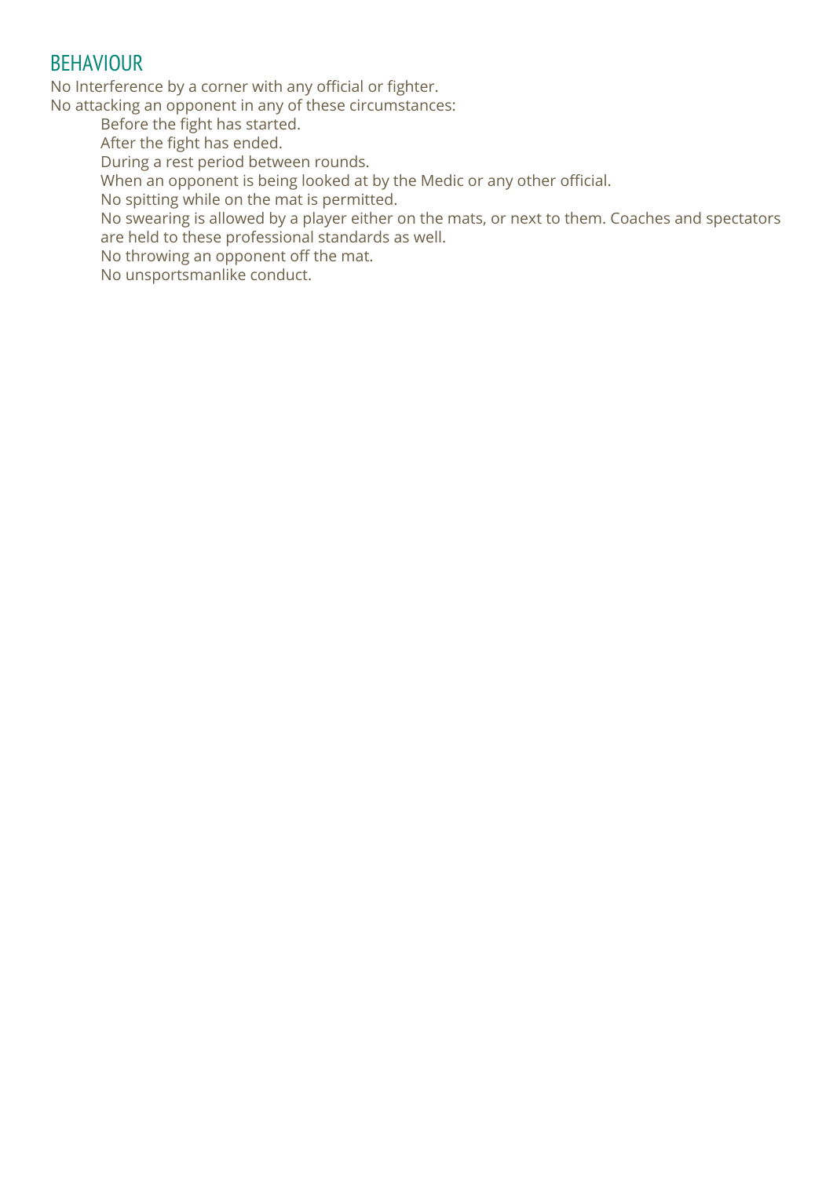## BEHAVIOUR

No Interference by a corner with any official or fighter.

No attacking an opponent in any of these circumstances:

- Before the fight has started.
- After the fight has ended.
- During a rest period between rounds.
- When an opponent is being looked at by the Medic or any other official.
- No spitting while on the mat is permitted.
- No swearing is allowed by a player either on the mats, or next to them. Coaches and spectators are held to these professional standards as well.
- No throwing an opponent off the mat.
- No unsportsmanlike conduct.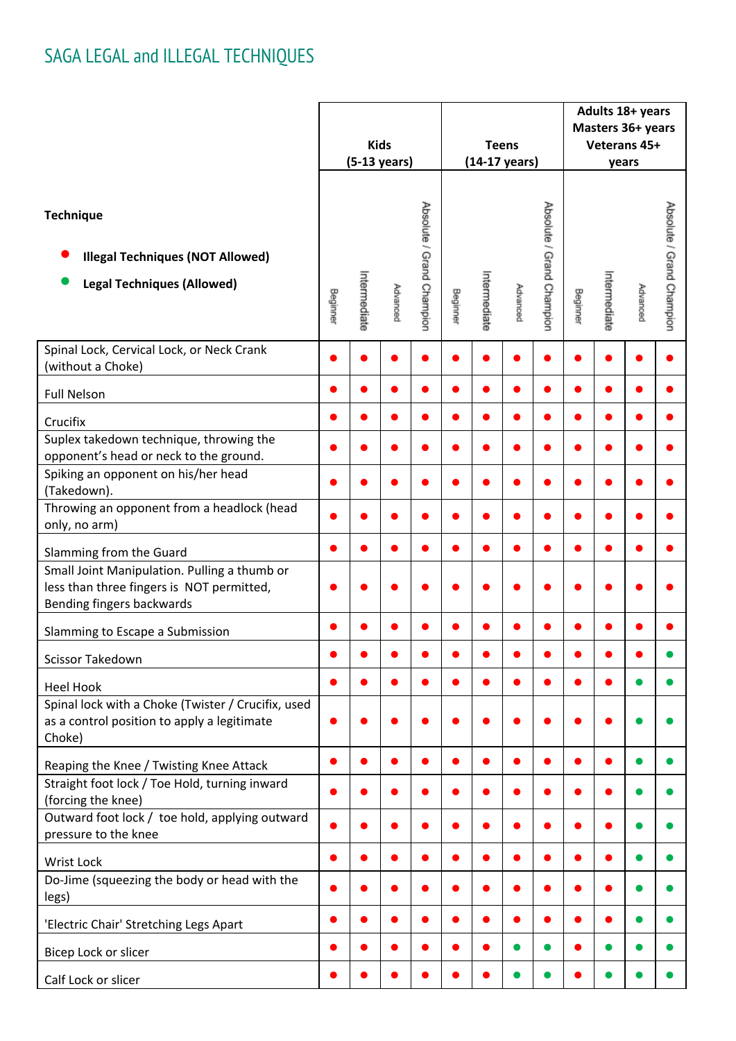# SAGA LEGAL and ILLEGAL TECHNIQUES

**Technique**

- 🔴 **Illegal Techniques (NOT Allowed)**
- 🟢 **Legal Techniques (Allowed)**

| Technique | **Kids (5-13 years)** | | | | **Teens (14-17 years)** | | | | **Adults 18+ years Masters 36+ years Veterans 45+ years** | | | |
|---|---|---|---|---|---|---|---|---|---|---|---|---|
| | Beginner | Intermediate | Advanced | Absolute / Grand Champion | Beginner | Intermediate | Advanced | Absolute / Grand Champion | Beginner | Intermediate | Advanced | Absolute / Grand Champion |
| Spinal Lock, Cervical Lock, or Neck Crank (without a Choke) | 🔴 | 🔴 | 🔴 | 🔴 | 🔴 | 🔴 | 🔴 | 🔴 | 🔴 | 🔴 | 🔴 | 🔴 |
| Full Nelson | 🔴 | 🔴 | 🔴 | 🔴 | 🔴 | 🔴 | 🔴 | 🔴 | 🔴 | 🔴 | 🔴 | 🔴 |
| Crucifix | 🔴 | 🔴 | 🔴 | 🔴 | 🔴 | 🔴 | 🔴 | 🔴 | 🔴 | 🔴 | 🔴 | 🔴 |
| Suplex takedown technique, throwing the opponent's head or neck to the ground. | 🔴 | 🔴 | 🔴 | 🔴 | 🔴 | 🔴 | 🔴 | 🔴 | 🔴 | 🔴 | 🔴 | 🔴 |
| Spiking an opponent on his/her head (Takedown). | 🔴 | 🔴 | 🔴 | 🔴 | 🔴 | 🔴 | 🔴 | 🔴 | 🔴 | 🔴 | 🔴 | 🔴 |
| Throwing an opponent from a headlock (head only, no arm) | 🔴 | 🔴 | 🔴 | 🔴 | 🔴 | 🔴 | 🔴 | 🔴 | 🔴 | 🔴 | 🔴 | 🔴 |
| Slamming from the Guard | 🔴 | 🔴 | 🔴 | 🔴 | 🔴 | 🔴 | 🔴 | 🔴 | 🔴 | 🔴 | 🔴 | 🔴 |
| Small Joint Manipulation. Pulling a thumb or less than three fingers is NOT permitted, Bending fingers backwards | 🔴 | 🔴 | 🔴 | 🔴 | 🔴 | 🔴 | 🔴 | 🔴 | 🔴 | 🔴 | 🔴 | 🔴 |
| Slamming to Escape a Submission | 🔴 | 🔴 | 🔴 | 🔴 | 🔴 | 🔴 | 🔴 | 🔴 | 🔴 | 🔴 | 🔴 | 🔴 |
| Scissor Takedown | 🔴 | 🔴 | 🔴 | 🔴 | 🔴 | 🔴 | 🔴 | 🔴 | 🔴 | 🔴 | 🔴 | 🟢 |
| Heel Hook | 🔴 | 🔴 | 🔴 | 🔴 | 🔴 | 🔴 | 🔴 | 🔴 | 🔴 | 🔴 | 🟢 | 🟢 |
| Spinal lock with a Choke (Twister / Crucifix, used as a control position to apply a legitimate Choke) | 🔴 | 🔴 | 🔴 | 🔴 | 🔴 | 🔴 | 🔴 | 🔴 | 🔴 | 🔴 | 🟢 | 🟢 |
| Reaping the Knee / Twisting Knee Attack | 🔴 | 🔴 | 🔴 | 🔴 | 🔴 | 🔴 | 🔴 | 🔴 | 🔴 | 🔴 | 🟢 | 🟢 |
| Straight foot lock / Toe Hold, turning inward (forcing the knee) | 🔴 | 🔴 | 🔴 | 🔴 | 🔴 | 🔴 | 🔴 | 🔴 | 🔴 | 🔴 | 🟢 | 🟢 |
| Outward foot lock / toe hold, applying outward pressure to the knee | 🔴 | 🔴 | 🔴 | 🔴 | 🔴 | 🔴 | 🔴 | 🔴 | 🔴 | 🔴 | 🟢 | 🟢 |
| Wrist Lock | 🔴 | 🔴 | 🔴 | 🔴 | 🔴 | 🔴 | 🔴 | 🔴 | 🔴 | 🔴 | 🟢 | 🟢 |
| Do-Jime (squeezing the body or head with the legs) | 🔴 | 🔴 | 🔴 | 🔴 | 🔴 | 🔴 | 🔴 | 🔴 | 🔴 | 🔴 | 🟢 | 🟢 |
| 'Electric Chair' Stretching Legs Apart | 🔴 | 🔴 | 🔴 | 🔴 | 🔴 | 🔴 | 🔴 | 🔴 | 🔴 | 🔴 | 🟢 | 🟢 |
| Bicep Lock or slicer | 🔴 | 🔴 | 🔴 | 🔴 | 🔴 | 🔴 | 🟢 | 🟢 | 🔴 | 🟢 | 🟢 | 🟢 |
| Calf Lock or slicer | 🔴 | 🔴 | 🔴 | 🔴 | 🔴 | 🔴 | 🟢 | 🟢 | 🔴 | 🟢 | 🟢 | 🟢 |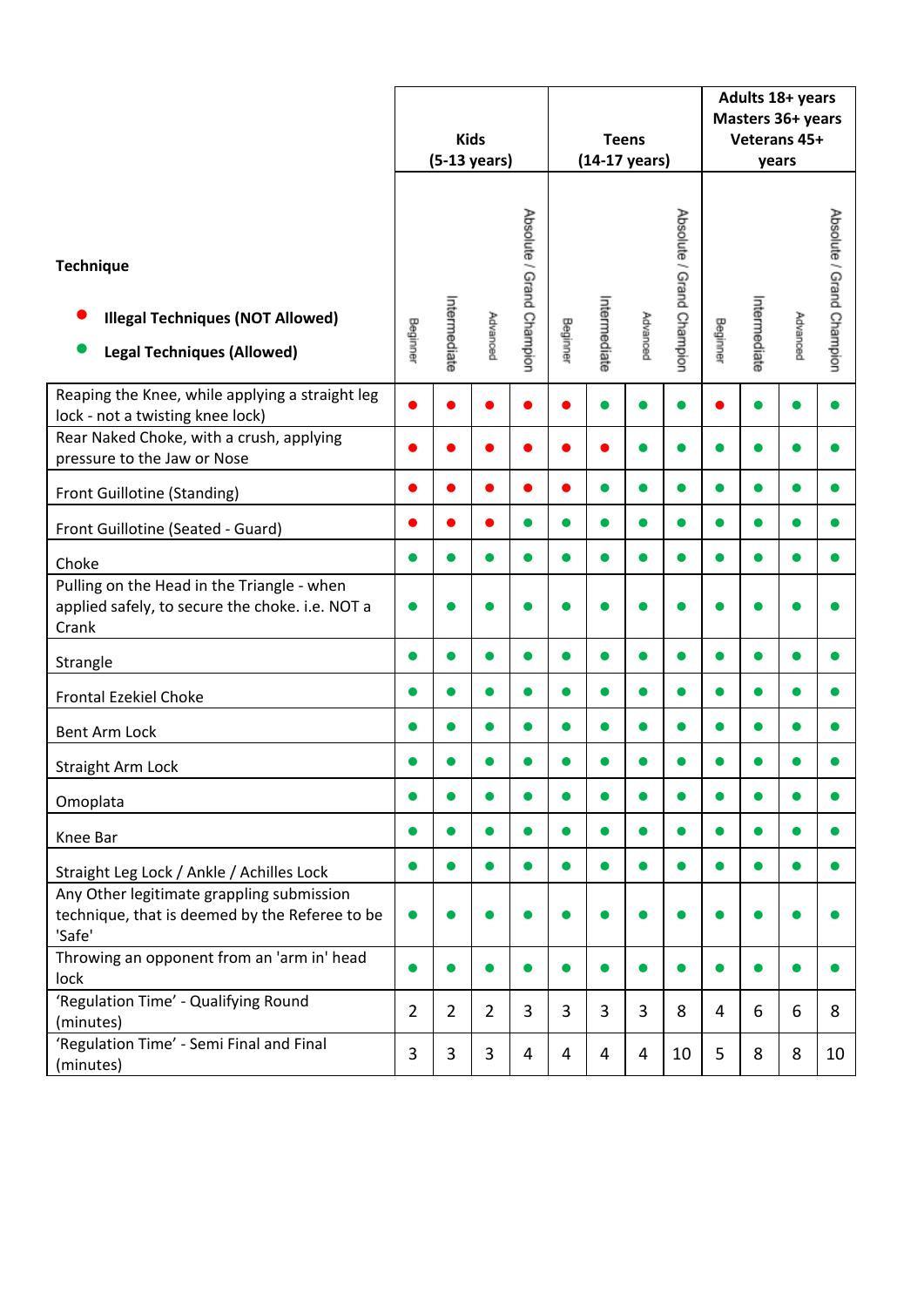| Technique<br><br>● Illegal Techniques (NOT Allowed)<br>● Legal Techniques (Allowed) | Kids (5-13 years) | | | | Teens (14-17 years) | | | | Adults 18+ years Masters 36+ years Veterans 45+ years | | | |
|---|---|---|---|---|---|---|---|---|---|---|---|---|
| | Beginner | Intermediate | Advanced | Absolute / Grand Champion | Beginner | Intermediate | Advanced | Absolute / Grand Champion | Beginner | Intermediate | Advanced | Absolute / Grand Champion |
| Reaping the Knee, while applying a straight leg lock - not a twisting knee lock) | ● (red) | ● (red) | ● (red) | ● (red) | ● (red) | ● (green) | ● (green) | ● (green) | ● (red) | ● (green) | ● (green) | ● (green) |
| Rear Naked Choke, with a crush, applying pressure to the Jaw or Nose | ● (red) | ● (red) | ● (red) | ● (red) | ● (red) | ● (red) | ● (green) | ● (green) | ● (green) | ● (green) | ● (green) | ● (green) |
| Front Guillotine (Standing) | ● (red) | ● (red) | ● (red) | ● (red) | ● (red) | ● (green) | ● (green) | ● (green) | ● (green) | ● (green) | ● (green) | ● (green) |
| Front Guillotine (Seated - Guard) | ● (red) | ● (red) | ● (red) | ● (green) | ● (green) | ● (green) | ● (green) | ● (green) | ● (green) | ● (green) | ● (green) | ● (green) |
| Choke | ● (green) | ● (green) | ● (green) | ● (green) | ● (green) | ● (green) | ● (green) | ● (green) | ● (green) | ● (green) | ● (green) | ● (green) |
| Pulling on the Head in the Triangle - when applied safely, to secure the choke. i.e. NOT a Crank | ● (green) | ● (green) | ● (green) | ● (green) | ● (green) | ● (green) | ● (green) | ● (green) | ● (green) | ● (green) | ● (green) | ● (green) |
| Strangle | ● (green) | ● (green) | ● (green) | ● (green) | ● (green) | ● (green) | ● (green) | ● (green) | ● (green) | ● (green) | ● (green) | ● (green) |
| Frontal Ezekiel Choke | ● (green) | ● (green) | ● (green) | ● (green) | ● (green) | ● (green) | ● (green) | ● (green) | ● (green) | ● (green) | ● (green) | ● (green) |
| Bent Arm Lock | ● (green) | ● (green) | ● (green) | ● (green) | ● (green) | ● (green) | ● (green) | ● (green) | ● (green) | ● (green) | ● (green) | ● (green) |
| Straight Arm Lock | ● (green) | ● (green) | ● (green) | ● (green) | ● (green) | ● (green) | ● (green) | ● (green) | ● (green) | ● (green) | ● (green) | ● (green) |
| Omoplata | ● (green) | ● (green) | ● (green) | ● (green) | ● (green) | ● (green) | ● (green) | ● (green) | ● (green) | ● (green) | ● (green) | ● (green) |
| Knee Bar | ● (green) | ● (green) | ● (green) | ● (green) | ● (green) | ● (green) | ● (green) | ● (green) | ● (green) | ● (green) | ● (green) | ● (green) |
| Straight Leg Lock / Ankle / Achilles Lock | ● (green) | ● (green) | ● (green) | ● (green) | ● (green) | ● (green) | ● (green) | ● (green) | ● (green) | ● (green) | ● (green) | ● (green) |
| Any Other legitimate grappling submission technique, that is deemed by the Referee to be 'Safe' | ● (green) | ● (green) | ● (green) | ● (green) | ● (green) | ● (green) | ● (green) | ● (green) | ● (green) | ● (green) | ● (green) | ● (green) |
| Throwing an opponent from an 'arm in' head lock | ● (green) | ● (green) | ● (green) | ● (green) | ● (green) | ● (green) | ● (green) | ● (green) | ● (green) | ● (green) | ● (green) | ● (green) |
| 'Regulation Time' - Qualifying Round (minutes) | 2 | 2 | 2 | 3 | 3 | 3 | 3 | 8 | 4 | 6 | 6 | 8 |
| 'Regulation Time' - Semi Final and Final (minutes) | 3 | 3 | 3 | 4 | 4 | 4 | 4 | 10 | 5 | 8 | 8 | 10 |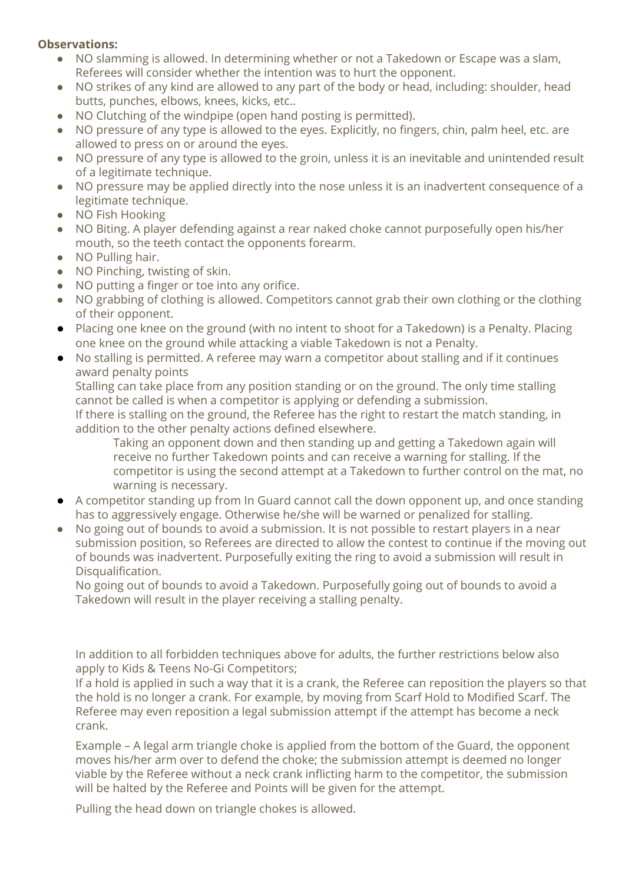**Observations:**

- NO slamming is allowed. In determining whether or not a Takedown or Escape was a slam, Referees will consider whether the intention was to hurt the opponent.
- NO strikes of any kind are allowed to any part of the body or head, including: shoulder, head butts, punches, elbows, knees, kicks, etc..
- NO Clutching of the windpipe (open hand posting is permitted).
- NO pressure of any type is allowed to the eyes. Explicitly, no fingers, chin, palm heel, etc. are allowed to press on or around the eyes.
- NO pressure of any type is allowed to the groin, unless it is an inevitable and unintended result of a legitimate technique.
- NO pressure may be applied directly into the nose unless it is an inadvertent consequence of a legitimate technique.
- NO Fish Hooking
- NO Biting. A player defending against a rear naked choke cannot purposefully open his/her mouth, so the teeth contact the opponents forearm.
- NO Pulling hair.
- NO Pinching, twisting of skin.
- NO putting a finger or toe into any orifice.
- NO grabbing of clothing is allowed. Competitors cannot grab their own clothing or the clothing of their opponent.
- Placing one knee on the ground (with no intent to shoot for a Takedown) is a Penalty. Placing one knee on the ground while attacking a viable Takedown is not a Penalty.
- No stalling is permitted. A referee may warn a competitor about stalling and if it continues award penalty points

  Stalling can take place from any position standing or on the ground. The only time stalling cannot be called is when a competitor is applying or defending a submission.

  If there is stalling on the ground, the Referee has the right to restart the match standing, in addition to the other penalty actions defined elsewhere.

  Taking an opponent down and then standing up and getting a Takedown again will receive no further Takedown points and can receive a warning for stalling. If the competitor is using the second attempt at a Takedown to further control on the mat, no warning is necessary.
- A competitor standing up from In Guard cannot call the down opponent up, and once standing has to aggressively engage. Otherwise he/she will be warned or penalized for stalling.
- No going out of bounds to avoid a submission. It is not possible to restart players in a near submission position, so Referees are directed to allow the contest to continue if the moving out of bounds was inadvertent. Purposefully exiting the ring to avoid a submission will result in Disqualification.

  No going out of bounds to avoid a Takedown. Purposefully going out of bounds to avoid a Takedown will result in the player receiving a stalling penalty.

In addition to all forbidden techniques above for adults, the further restrictions below also apply to Kids & Teens No-Gi Competitors;

If a hold is applied in such a way that it is a crank, the Referee can reposition the players so that the hold is no longer a crank. For example, by moving from Scarf Hold to Modified Scarf. The Referee may even reposition a legal submission attempt if the attempt has become a neck crank.

Example – A legal arm triangle choke is applied from the bottom of the Guard, the opponent moves his/her arm over to defend the choke; the submission attempt is deemed no longer viable by the Referee without a neck crank inflicting harm to the competitor, the submission will be halted by the Referee and Points will be given for the attempt.

Pulling the head down on triangle chokes is allowed.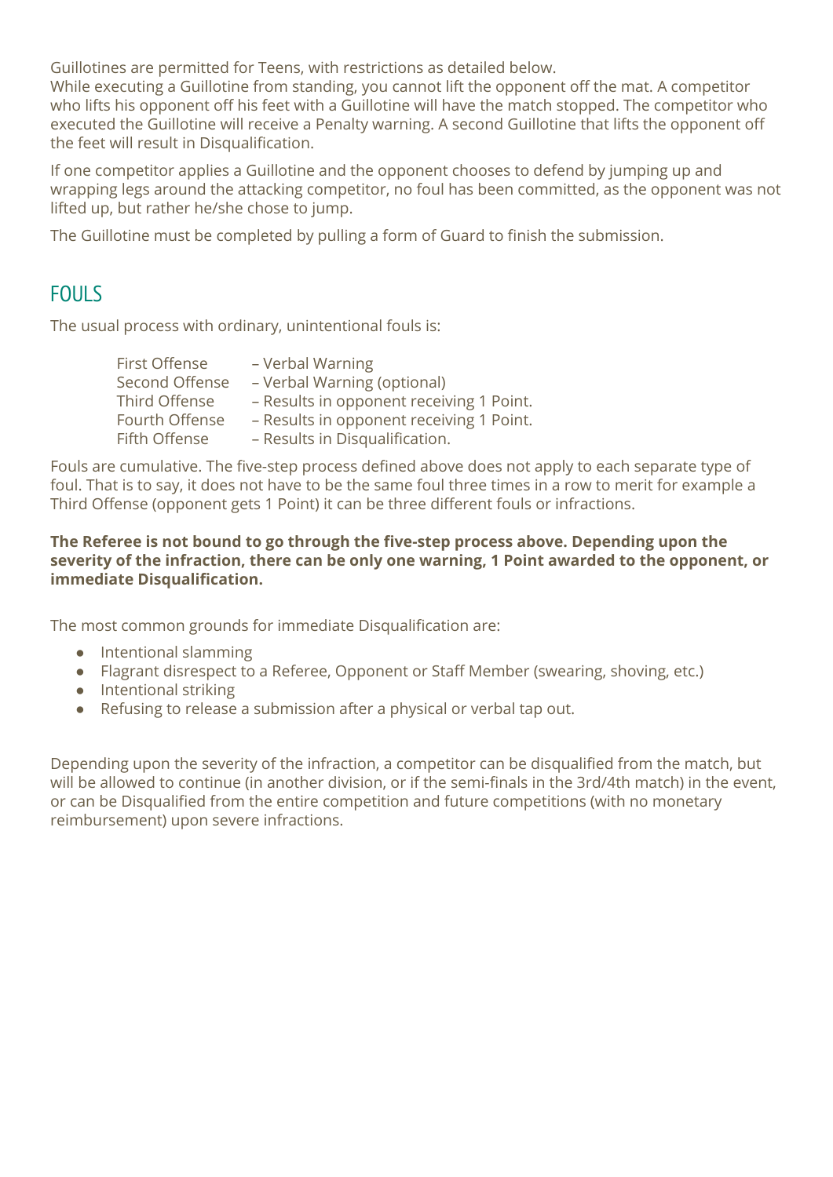Guillotines are permitted for Teens, with restrictions as detailed below.
While executing a Guillotine from standing, you cannot lift the opponent off the mat. A competitor who lifts his opponent off his feet with a Guillotine will have the match stopped. The competitor who executed the Guillotine will receive a Penalty warning. A second Guillotine that lifts the opponent off the feet will result in Disqualification.

If one competitor applies a Guillotine and the opponent chooses to defend by jumping up and wrapping legs around the attacking competitor, no foul has been committed, as the opponent was not lifted up, but rather he/she chose to jump.

The Guillotine must be completed by pulling a form of Guard to finish the submission.

## FOULS

The usual process with ordinary, unintentional fouls is:

| | |
|---|---|
| First Offense | – Verbal Warning |
| Second Offense | – Verbal Warning (optional) |
| Third Offense | – Results in opponent receiving 1 Point. |
| Fourth Offense | – Results in opponent receiving 1 Point. |
| Fifth Offense | – Results in Disqualification. |

Fouls are cumulative. The five-step process defined above does not apply to each separate type of foul. That is to say, it does not have to be the same foul three times in a row to merit for example a Third Offense (opponent gets 1 Point) it can be three different fouls or infractions.

**The Referee is not bound to go through the five-step process above. Depending upon the severity of the infraction, there can be only one warning, 1 Point awarded to the opponent, or immediate Disqualification.**

The most common grounds for immediate Disqualification are:

- Intentional slamming
- Flagrant disrespect to a Referee, Opponent or Staff Member (swearing, shoving, etc.)
- Intentional striking
- Refusing to release a submission after a physical or verbal tap out.

Depending upon the severity of the infraction, a competitor can be disqualified from the match, but will be allowed to continue (in another division, or if the semi-finals in the 3rd/4th match) in the event, or can be Disqualified from the entire competition and future competitions (with no monetary reimbursement) upon severe infractions.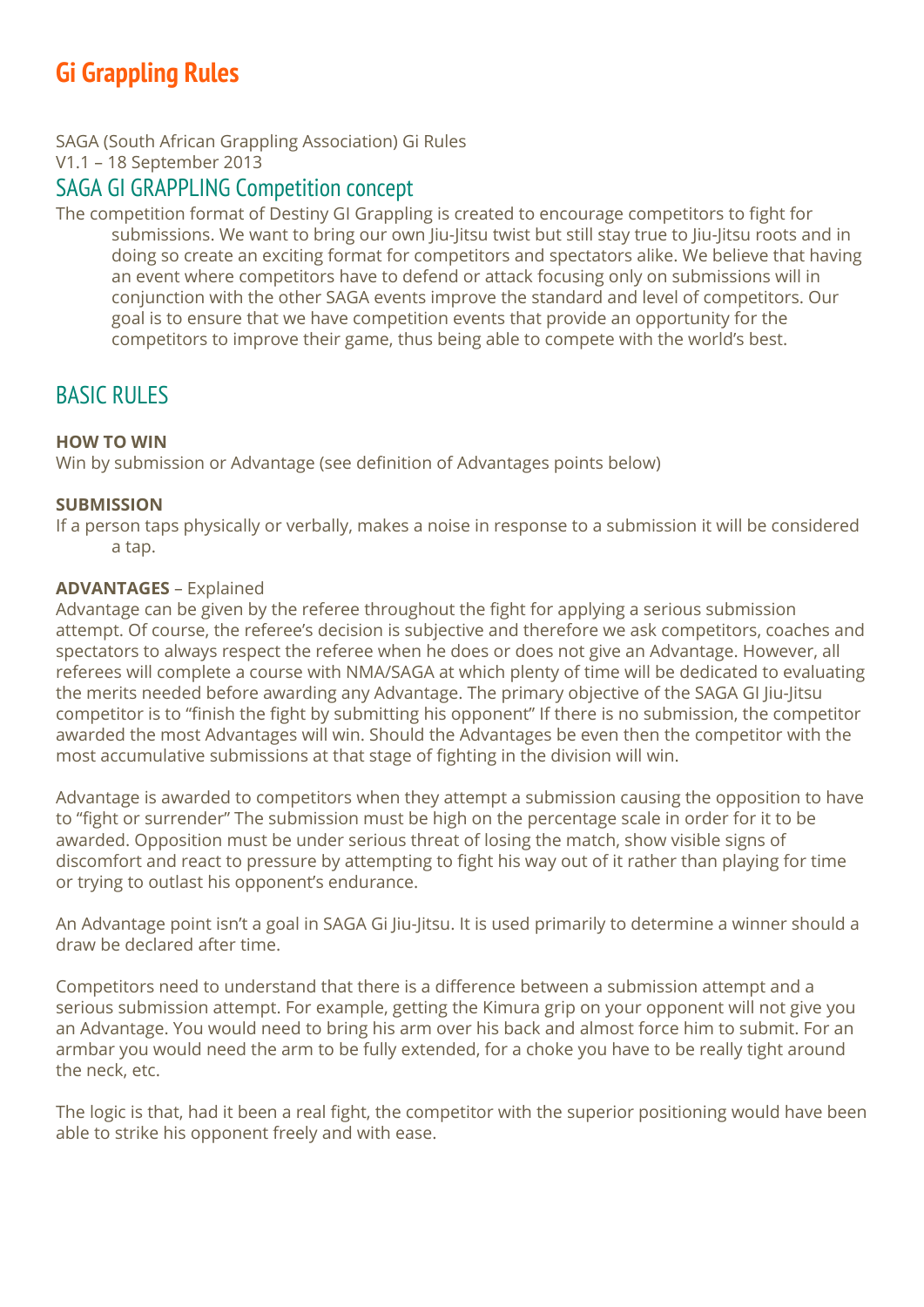# Gi Grappling Rules

SAGA (South African Grappling Association) Gi Rules
V1.1 – 18 September 2013

## SAGA GI GRAPPLING Competition concept

The competition format of Destiny GI Grappling is created to encourage competitors to fight for submissions. We want to bring our own Jiu-Jitsu twist but still stay true to Jiu-Jitsu roots and in doing so create an exciting format for competitors and spectators alike. We believe that having an event where competitors have to defend or attack focusing only on submissions will in conjunction with the other SAGA events improve the standard and level of competitors. Our goal is to ensure that we have competition events that provide an opportunity for the competitors to improve their game, thus being able to compete with the world's best.

## BASIC RULES

**HOW TO WIN**

Win by submission or Advantage (see definition of Advantages points below)

**SUBMISSION**

If a person taps physically or verbally, makes a noise in response to a submission it will be considered a tap.

**ADVANTAGES** – Explained

Advantage can be given by the referee throughout the fight for applying a serious submission attempt. Of course, the referee's decision is subjective and therefore we ask competitors, coaches and spectators to always respect the referee when he does or does not give an Advantage. However, all referees will complete a course with NMA/SAGA at which plenty of time will be dedicated to evaluating the merits needed before awarding any Advantage. The primary objective of the SAGA GI Jiu-Jitsu competitor is to "finish the fight by submitting his opponent" If there is no submission, the competitor awarded the most Advantages will win. Should the Advantages be even then the competitor with the most accumulative submissions at that stage of fighting in the division will win.

Advantage is awarded to competitors when they attempt a submission causing the opposition to have to "fight or surrender" The submission must be high on the percentage scale in order for it to be awarded. Opposition must be under serious threat of losing the match, show visible signs of discomfort and react to pressure by attempting to fight his way out of it rather than playing for time or trying to outlast his opponent's endurance.

An Advantage point isn't a goal in SAGA Gi Jiu-Jitsu. It is used primarily to determine a winner should a draw be declared after time.

Competitors need to understand that there is a difference between a submission attempt and a serious submission attempt. For example, getting the Kimura grip on your opponent will not give you an Advantage. You would need to bring his arm over his back and almost force him to submit. For an armbar you would need the arm to be fully extended, for a choke you have to be really tight around the neck, etc.

The logic is that, had it been a real fight, the competitor with the superior positioning would have been able to strike his opponent freely and with ease.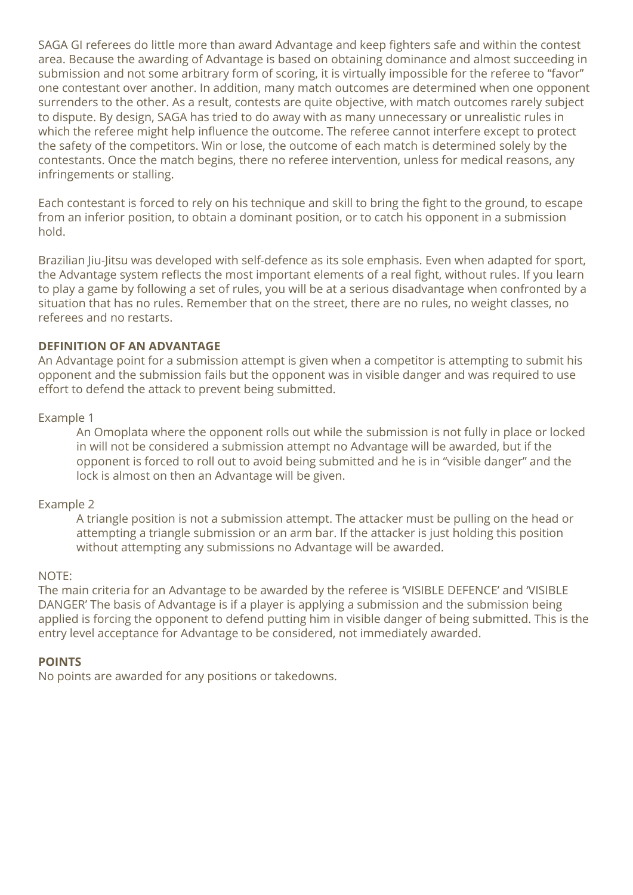SAGA GI referees do little more than award Advantage and keep fighters safe and within the contest area. Because the awarding of Advantage is based on obtaining dominance and almost succeeding in submission and not some arbitrary form of scoring, it is virtually impossible for the referee to "favor" one contestant over another. In addition, many match outcomes are determined when one opponent surrenders to the other. As a result, contests are quite objective, with match outcomes rarely subject to dispute. By design, SAGA has tried to do away with as many unnecessary or unrealistic rules in which the referee might help influence the outcome. The referee cannot interfere except to protect the safety of the competitors. Win or lose, the outcome of each match is determined solely by the contestants. Once the match begins, there no referee intervention, unless for medical reasons, any infringements or stalling.

Each contestant is forced to rely on his technique and skill to bring the fight to the ground, to escape from an inferior position, to obtain a dominant position, or to catch his opponent in a submission hold.

Brazilian Jiu-Jitsu was developed with self-defence as its sole emphasis. Even when adapted for sport, the Advantage system reflects the most important elements of a real fight, without rules. If you learn to play a game by following a set of rules, you will be at a serious disadvantage when confronted by a situation that has no rules. Remember that on the street, there are no rules, no weight classes, no referees and no restarts.

### DEFINITION OF AN ADVANTAGE

An Advantage point for a submission attempt is given when a competitor is attempting to submit his opponent and the submission fails but the opponent was in visible danger and was required to use effort to defend the attack to prevent being submitted.

Example 1

> An Omoplata where the opponent rolls out while the submission is not fully in place or locked in will not be considered a submission attempt no Advantage will be awarded, but if the opponent is forced to roll out to avoid being submitted and he is in "visible danger" and the lock is almost on then an Advantage will be given.

Example 2

> A triangle position is not a submission attempt. The attacker must be pulling on the head or attempting a triangle submission or an arm bar. If the attacker is just holding this position without attempting any submissions no Advantage will be awarded.

NOTE:
The main criteria for an Advantage to be awarded by the referee is 'VISIBLE DEFENCE' and 'VISIBLE DANGER' The basis of Advantage is if a player is applying a submission and the submission being applied is forcing the opponent to defend putting him in visible danger of being submitted. This is the entry level acceptance for Advantage to be considered, not immediately awarded.

### POINTS

No points are awarded for any positions or takedowns.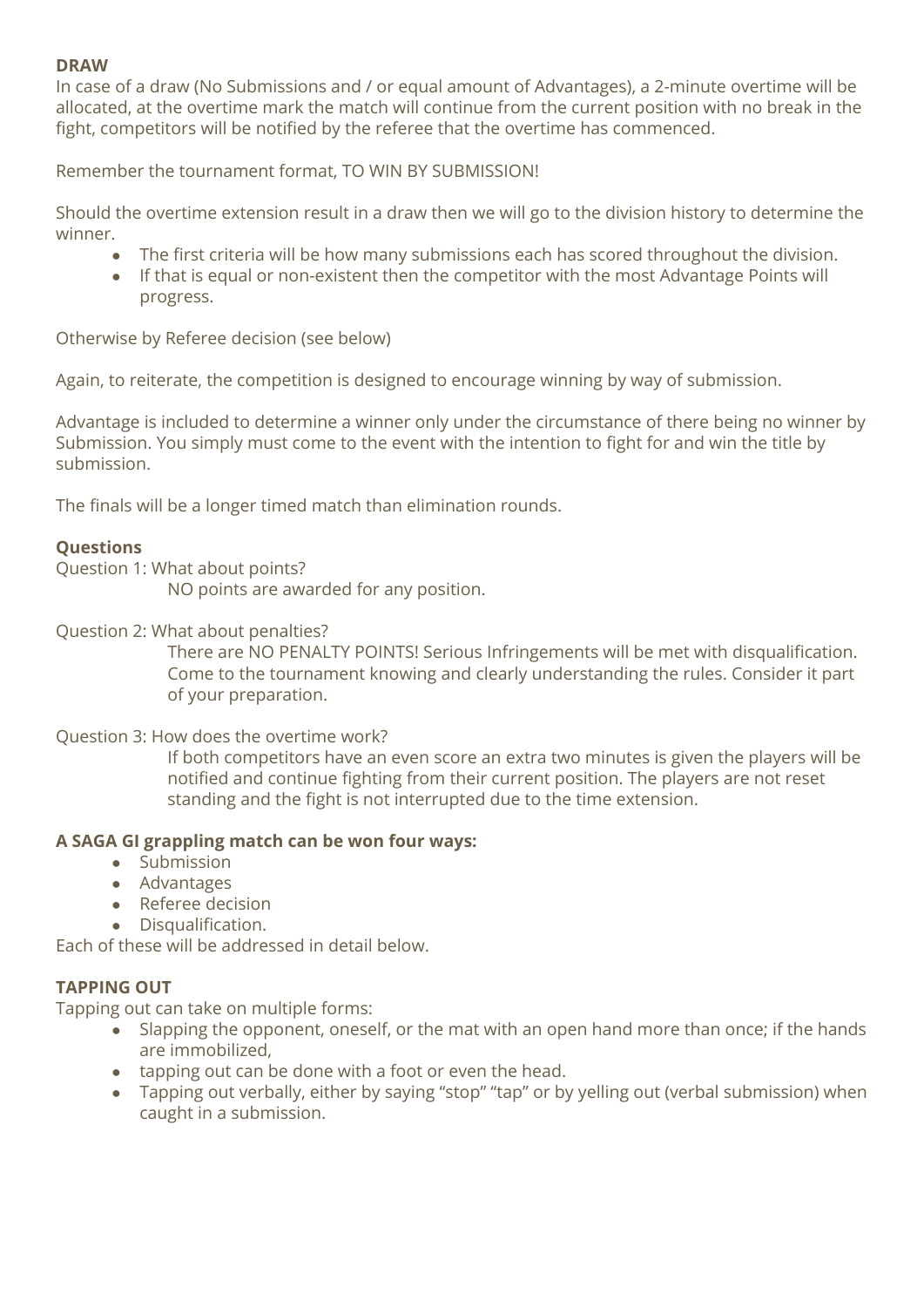**DRAW**

In case of a draw (No Submissions and / or equal amount of Advantages), a 2-minute overtime will be allocated, at the overtime mark the match will continue from the current position with no break in the fight, competitors will be notified by the referee that the overtime has commenced.

Remember the tournament format, TO WIN BY SUBMISSION!

Should the overtime extension result in a draw then we will go to the division history to determine the winner.

- The first criteria will be how many submissions each has scored throughout the division.
- If that is equal or non-existent then the competitor with the most Advantage Points will progress.

Otherwise by Referee decision (see below)

Again, to reiterate, the competition is designed to encourage winning by way of submission.

Advantage is included to determine a winner only under the circumstance of there being no winner by Submission. You simply must come to the event with the intention to fight for and win the title by submission.

The finals will be a longer timed match than elimination rounds.

**Questions**

Question 1: What about points?

NO points are awarded for any position.

Question 2: What about penalties?

There are NO PENALTY POINTS! Serious Infringements will be met with disqualification. Come to the tournament knowing and clearly understanding the rules. Consider it part of your preparation.

Question 3: How does the overtime work?

If both competitors have an even score an extra two minutes is given the players will be notified and continue fighting from their current position. The players are not reset standing and the fight is not interrupted due to the time extension.

**A SAGA GI grappling match can be won four ways:**

- Submission
- Advantages
- Referee decision
- Disqualification.

Each of these will be addressed in detail below.

**TAPPING OUT**

Tapping out can take on multiple forms:

- Slapping the opponent, oneself, or the mat with an open hand more than once; if the hands are immobilized,
- tapping out can be done with a foot or even the head.
- Tapping out verbally, either by saying "stop" "tap" or by yelling out (verbal submission) when caught in a submission.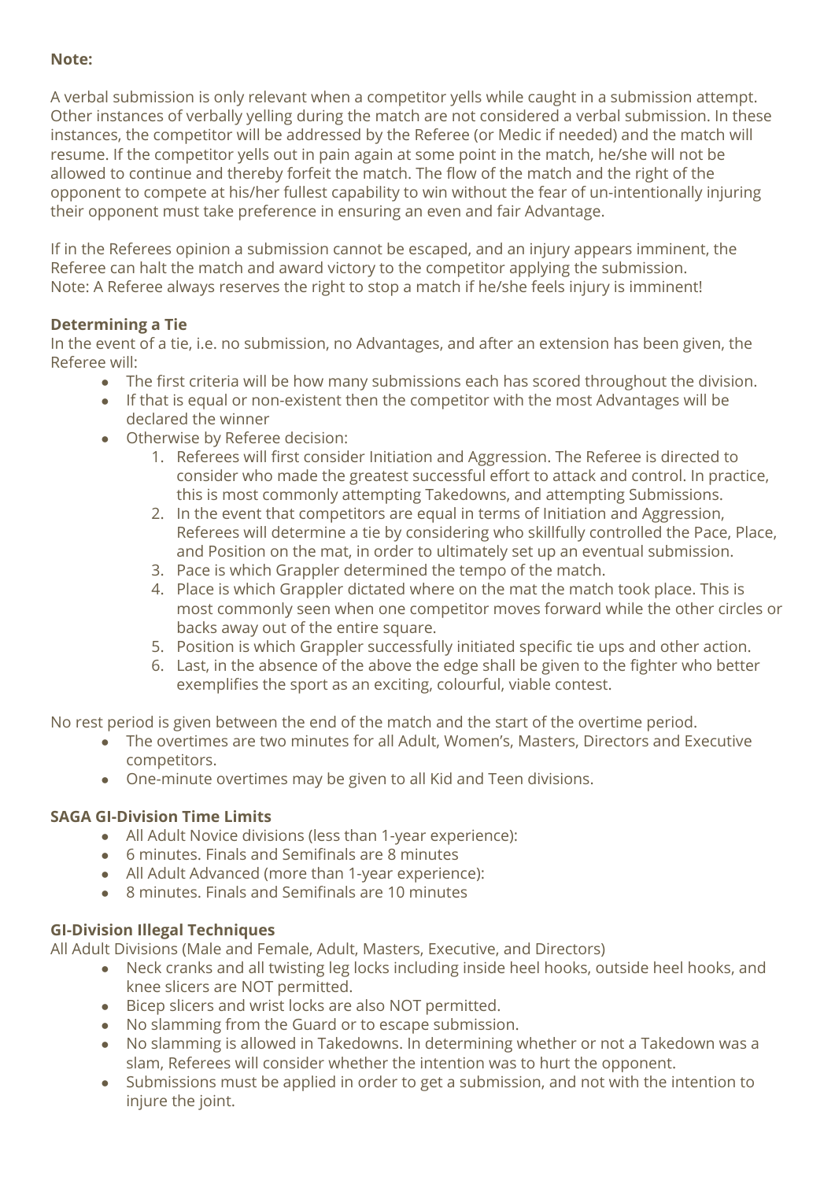**Note:**

A verbal submission is only relevant when a competitor yells while caught in a submission attempt. Other instances of verbally yelling during the match are not considered a verbal submission. In these instances, the competitor will be addressed by the Referee (or Medic if needed) and the match will resume. If the competitor yells out in pain again at some point in the match, he/she will not be allowed to continue and thereby forfeit the match. The flow of the match and the right of the opponent to compete at his/her fullest capability to win without the fear of un-intentionally injuring their opponent must take preference in ensuring an even and fair Advantage.

If in the Referees opinion a submission cannot be escaped, and an injury appears imminent, the Referee can halt the match and award victory to the competitor applying the submission.
Note: A Referee always reserves the right to stop a match if he/she feels injury is imminent!

**Determining a Tie**

In the event of a tie, i.e. no submission, no Advantages, and after an extension has been given, the Referee will:

- The first criteria will be how many submissions each has scored throughout the division.
- If that is equal or non-existent then the competitor with the most Advantages will be declared the winner
- Otherwise by Referee decision:
    1. Referees will first consider Initiation and Aggression. The Referee is directed to consider who made the greatest successful effort to attack and control. In practice, this is most commonly attempting Takedowns, and attempting Submissions.
    2. In the event that competitors are equal in terms of Initiation and Aggression, Referees will determine a tie by considering who skillfully controlled the Pace, Place, and Position on the mat, in order to ultimately set up an eventual submission.
    3. Pace is which Grappler determined the tempo of the match.
    4. Place is which Grappler dictated where on the mat the match took place. This is most commonly seen when one competitor moves forward while the other circles or backs away out of the entire square.
    5. Position is which Grappler successfully initiated specific tie ups and other action.
    6. Last, in the absence of the above the edge shall be given to the fighter who better exemplifies the sport as an exciting, colourful, viable contest.

No rest period is given between the end of the match and the start of the overtime period.

- The overtimes are two minutes for all Adult, Women's, Masters, Directors and Executive competitors.
- One-minute overtimes may be given to all Kid and Teen divisions.

**SAGA GI-Division Time Limits**

- All Adult Novice divisions (less than 1-year experience):
- 6 minutes. Finals and Semifinals are 8 minutes
- All Adult Advanced (more than 1-year experience):
- 8 minutes. Finals and Semifinals are 10 minutes

**GI-Division Illegal Techniques**

All Adult Divisions (Male and Female, Adult, Masters, Executive, and Directors)

- Neck cranks and all twisting leg locks including inside heel hooks, outside heel hooks, and knee slicers are NOT permitted.
- Bicep slicers and wrist locks are also NOT permitted.
- No slamming from the Guard or to escape submission.
- No slamming is allowed in Takedowns. In determining whether or not a Takedown was a slam, Referees will consider whether the intention was to hurt the opponent.
- Submissions must be applied in order to get a submission, and not with the intention to injure the joint.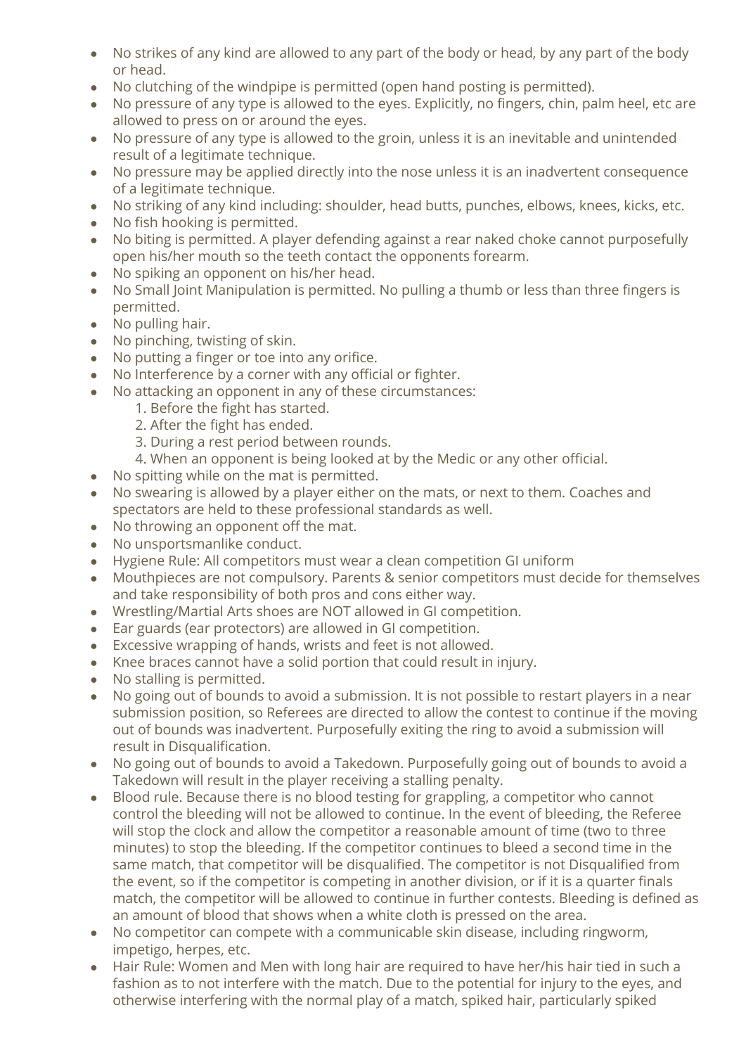- No strikes of any kind are allowed to any part of the body or head, by any part of the body or head.
- No clutching of the windpipe is permitted (open hand posting is permitted).
- No pressure of any type is allowed to the eyes. Explicitly, no fingers, chin, palm heel, etc are allowed to press on or around the eyes.
- No pressure of any type is allowed to the groin, unless it is an inevitable and unintended result of a legitimate technique.
- No pressure may be applied directly into the nose unless it is an inadvertent consequence of a legitimate technique.
- No striking of any kind including: shoulder, head butts, punches, elbows, knees, kicks, etc.
- No fish hooking is permitted.
- No biting is permitted. A player defending against a rear naked choke cannot purposefully open his/her mouth so the teeth contact the opponents forearm.
- No spiking an opponent on his/her head.
- No Small Joint Manipulation is permitted. No pulling a thumb or less than three fingers is permitted.
- No pulling hair.
- No pinching, twisting of skin.
- No putting a finger or toe into any orifice.
- No Interference by a corner with any official or fighter.
- No attacking an opponent in any of these circumstances:
  1. Before the fight has started.
  2. After the fight has ended.
  3. During a rest period between rounds.
  4. When an opponent is being looked at by the Medic or any other official.
- No spitting while on the mat is permitted.
- No swearing is allowed by a player either on the mats, or next to them. Coaches and spectators are held to these professional standards as well.
- No throwing an opponent off the mat.
- No unsportsmanlike conduct.
- Hygiene Rule: All competitors must wear a clean competition GI uniform
- Mouthpieces are not compulsory. Parents & senior competitors must decide for themselves and take responsibility of both pros and cons either way.
- Wrestling/Martial Arts shoes are NOT allowed in GI competition.
- Ear guards (ear protectors) are allowed in GI competition.
- Excessive wrapping of hands, wrists and feet is not allowed.
- Knee braces cannot have a solid portion that could result in injury.
- No stalling is permitted.
- No going out of bounds to avoid a submission. It is not possible to restart players in a near submission position, so Referees are directed to allow the contest to continue if the moving out of bounds was inadvertent. Purposefully exiting the ring to avoid a submission will result in Disqualification.
- No going out of bounds to avoid a Takedown. Purposefully going out of bounds to avoid a Takedown will result in the player receiving a stalling penalty.
- Blood rule. Because there is no blood testing for grappling, a competitor who cannot control the bleeding will not be allowed to continue. In the event of bleeding, the Referee will stop the clock and allow the competitor a reasonable amount of time (two to three minutes) to stop the bleeding. If the competitor continues to bleed a second time in the same match, that competitor will be disqualified. The competitor is not Disqualified from the event, so if the competitor is competing in another division, or if it is a quarter finals match, the competitor will be allowed to continue in further contests. Bleeding is defined as an amount of blood that shows when a white cloth is pressed on the area.
- No competitor can compete with a communicable skin disease, including ringworm, impetigo, herpes, etc.
- Hair Rule: Women and Men with long hair are required to have her/his hair tied in such a fashion as to not interfere with the match. Due to the potential for injury to the eyes, and otherwise interfering with the normal play of a match, spiked hair, particularly spiked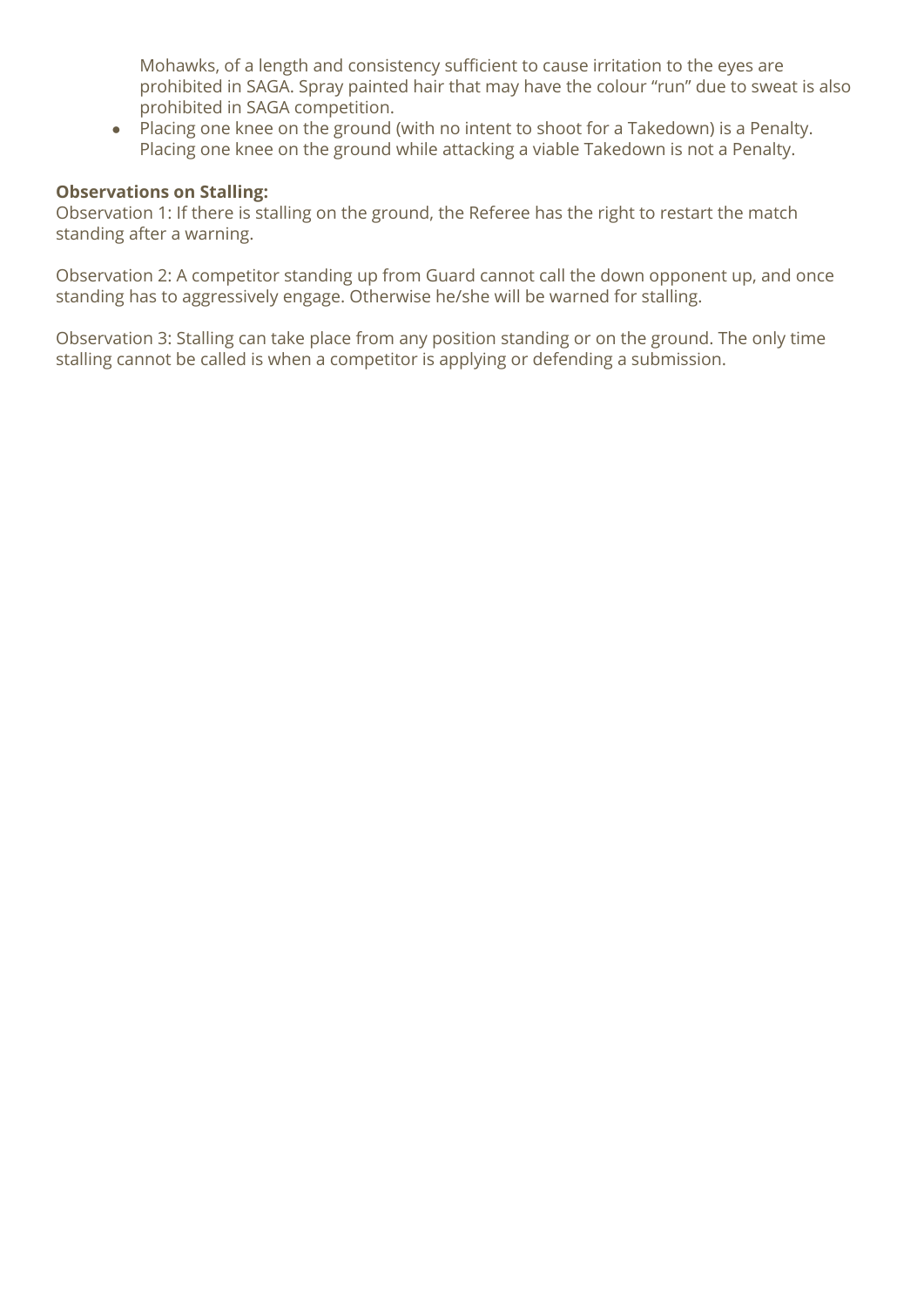Mohawks, of a length and consistency sufficient to cause irritation to the eyes are prohibited in SAGA. Spray painted hair that may have the colour "run" due to sweat is also prohibited in SAGA competition.

- Placing one knee on the ground (with no intent to shoot for a Takedown) is a Penalty. Placing one knee on the ground while attacking a viable Takedown is not a Penalty.

**Observations on Stalling:**

Observation 1: If there is stalling on the ground, the Referee has the right to restart the match standing after a warning.

Observation 2: A competitor standing up from Guard cannot call the down opponent up, and once standing has to aggressively engage. Otherwise he/she will be warned for stalling.

Observation 3: Stalling can take place from any position standing or on the ground. The only time stalling cannot be called is when a competitor is applying or defending a submission.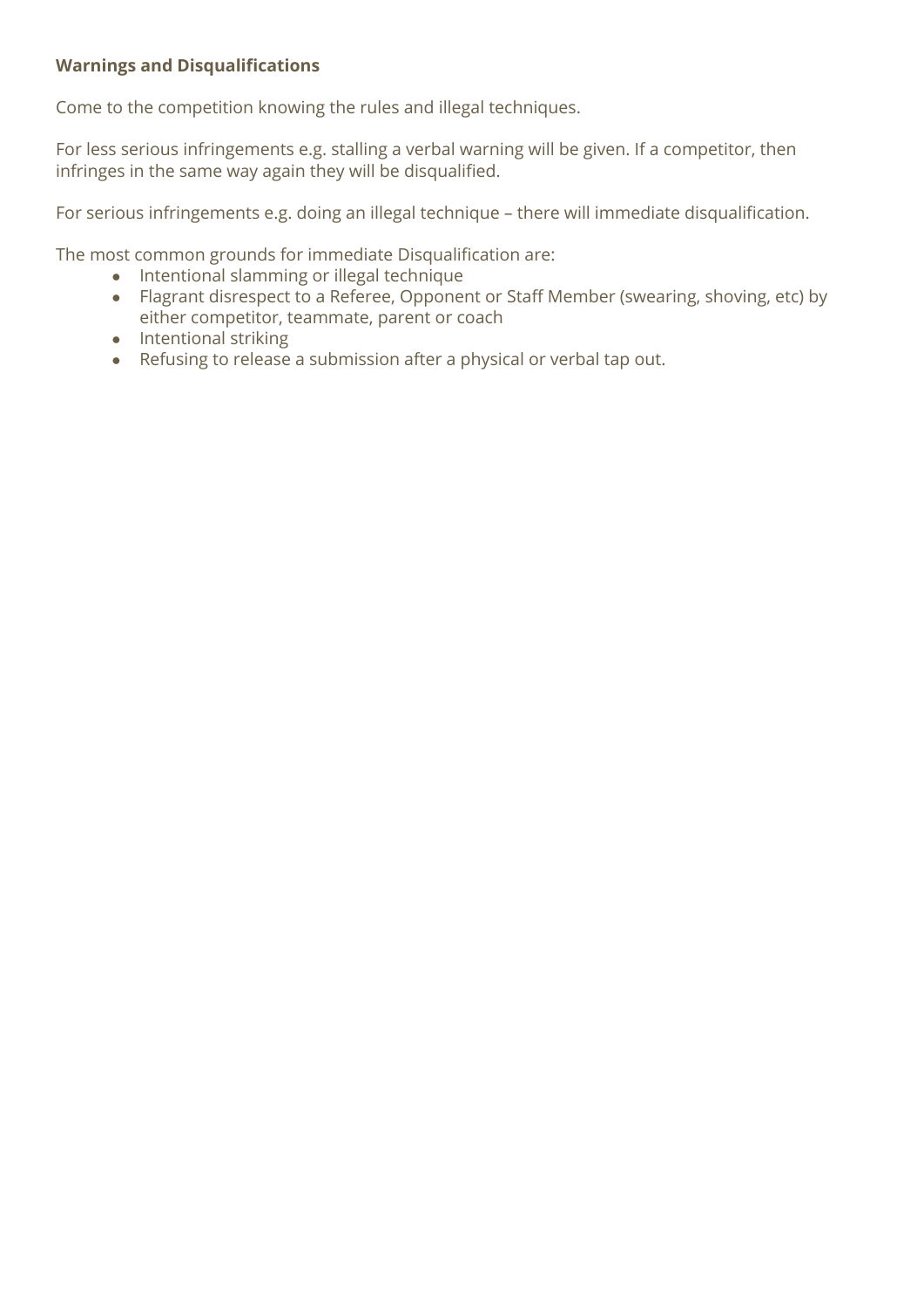**Warnings and Disqualifications**

Come to the competition knowing the rules and illegal techniques.

For less serious infringements e.g. stalling a verbal warning will be given. If a competitor, then infringes in the same way again they will be disqualified.

For serious infringements e.g. doing an illegal technique – there will immediate disqualification.

The most common grounds for immediate Disqualification are:

- Intentional slamming or illegal technique
- Flagrant disrespect to a Referee, Opponent or Staff Member (swearing, shoving, etc) by either competitor, teammate, parent or coach
- Intentional striking
- Refusing to release a submission after a physical or verbal tap out.